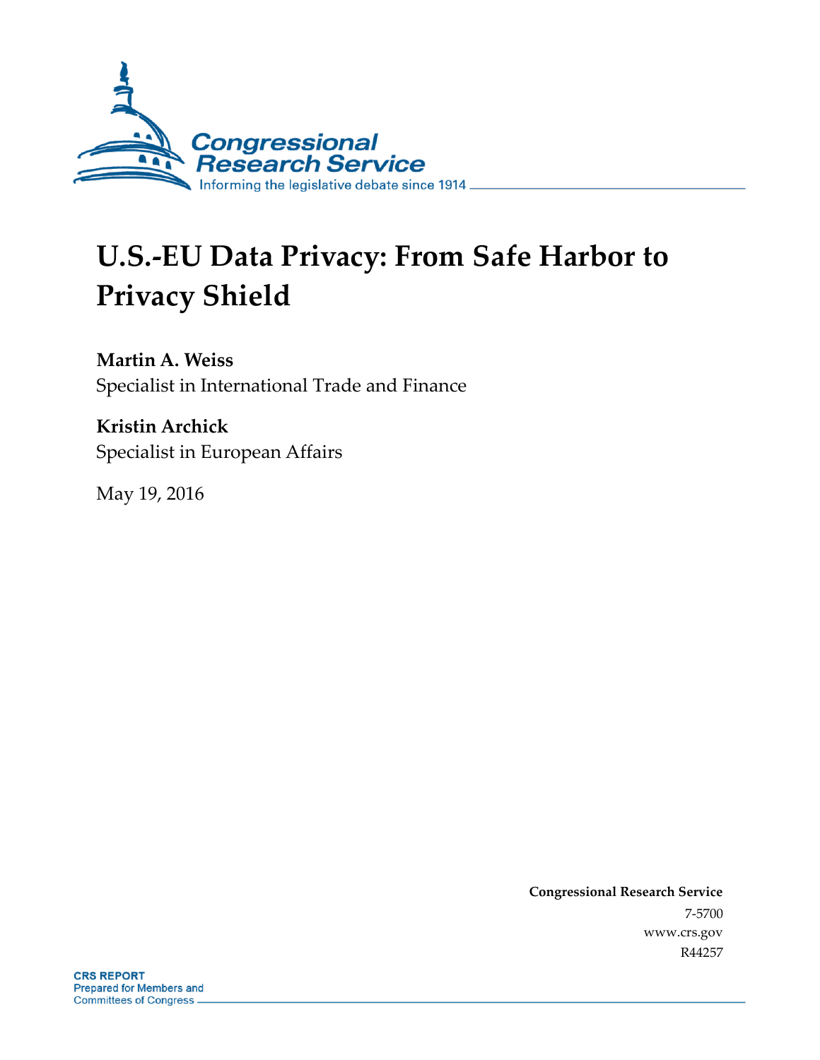Congressional Research Service

Informing the legislative debate since 1914

# U.S.-EU Data Privacy: From Safe Harbor to Privacy Shield

**Martin A. Weiss**
Specialist in International Trade and Finance

**Kristin Archick**
Specialist in European Affairs

May 19, 2016

**Congressional Research Service**
7-5700
www.crs.gov
R44257

**CRS REPORT**
Prepared for Members and
Committees of Congress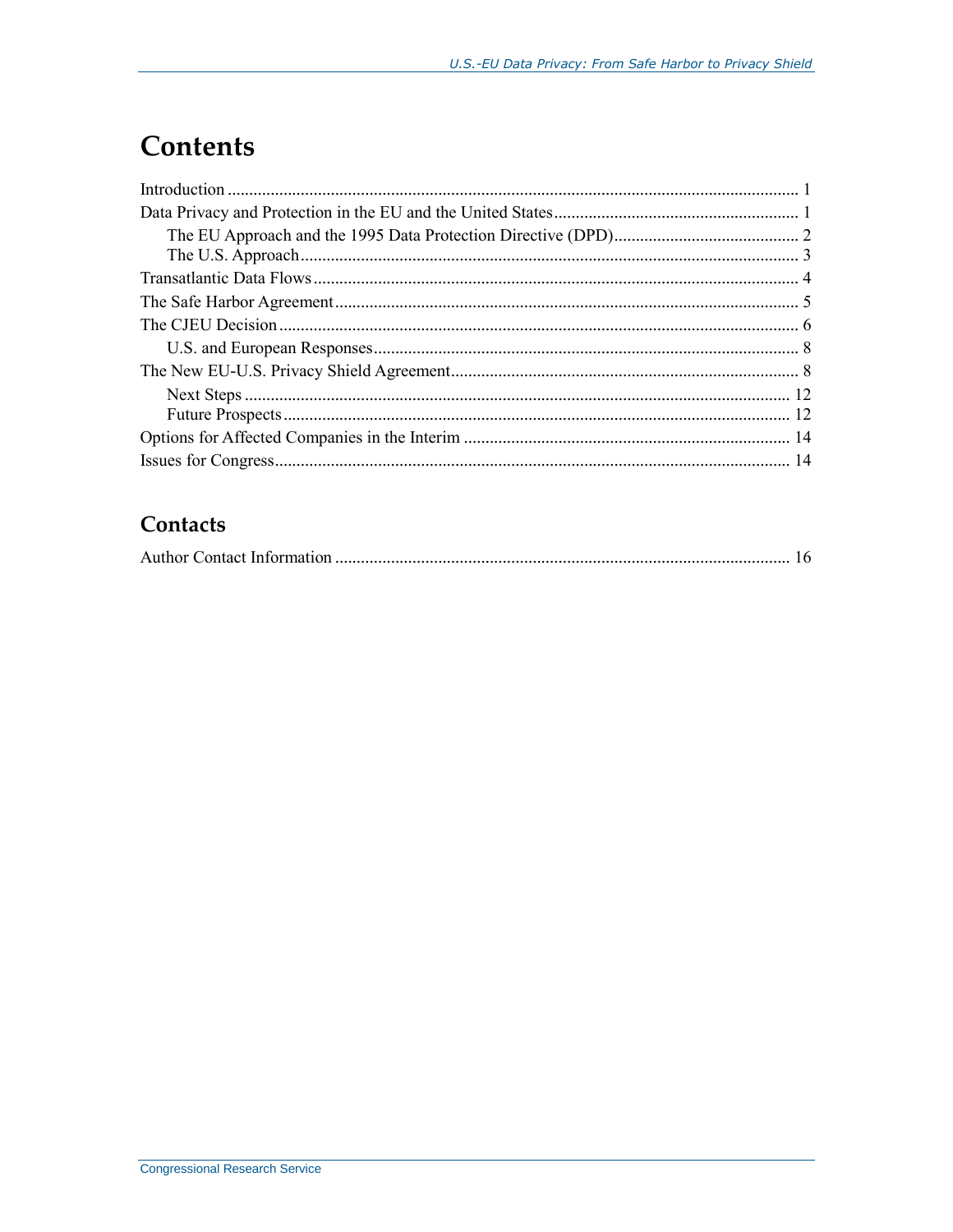# Contents

Introduction ..................................................................................................................... 1
Data Privacy and Protection in the EU and the United States ......................................................... 1
    The EU Approach and the 1995 Data Protection Directive (DPD) ........................................... 2
    The U.S. Approach ................................................................................................................. 3
Transatlantic Data Flows ................................................................................................................ 4
The Safe Harbor Agreement ........................................................................................................... 5
The CJEU Decision ......................................................................................................................... 6
    U.S. and European Responses .................................................................................................. 8
The New EU-U.S. Privacy Shield Agreement................................................................................. 8
    Next Steps .............................................................................................................................. 12
    Future Prospects ..................................................................................................................... 12
Options for Affected Companies in the Interim ........................................................................... 14
Issues for Congress....................................................................................................................... 14

## Contacts

Author Contact Information ......................................................................................................... 16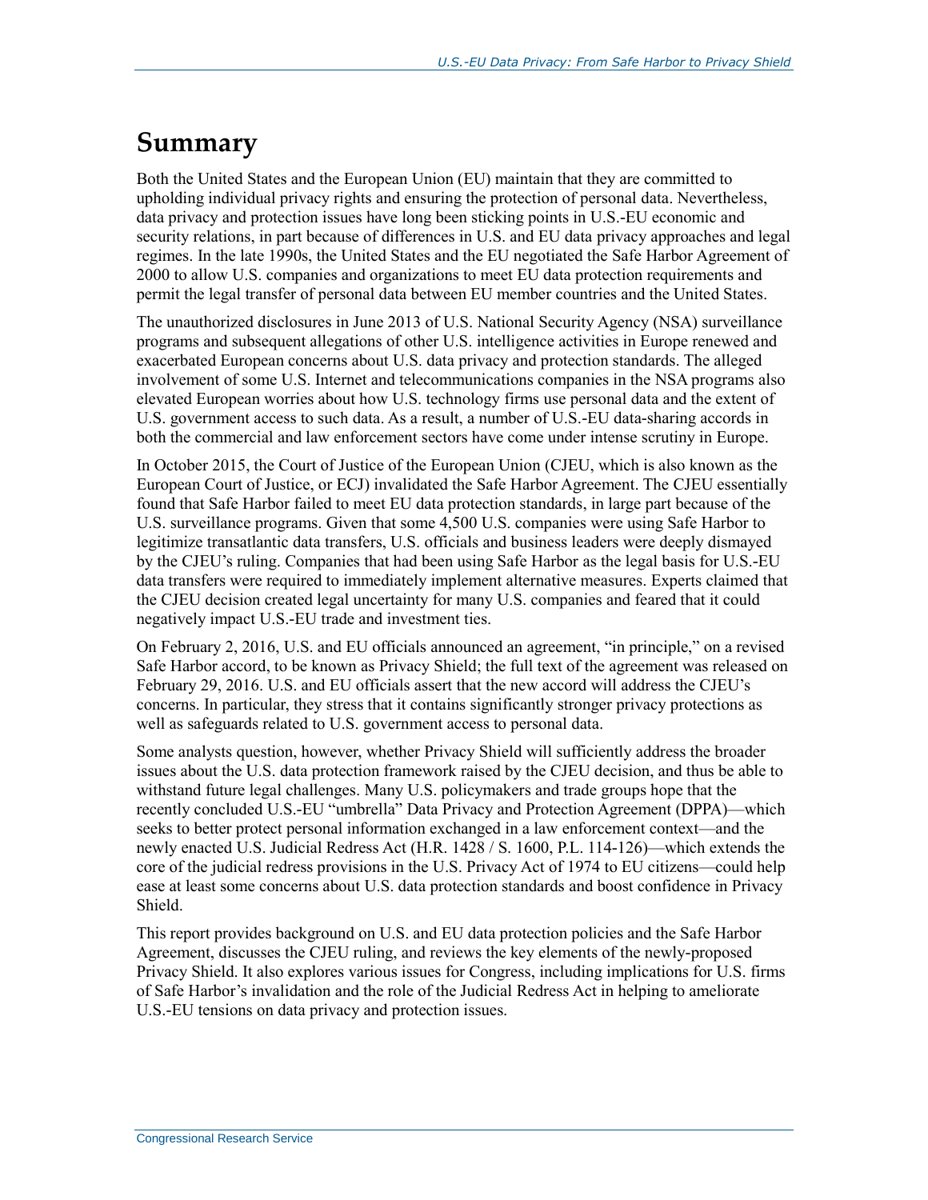# Summary

Both the United States and the European Union (EU) maintain that they are committed to upholding individual privacy rights and ensuring the protection of personal data. Nevertheless, data privacy and protection issues have long been sticking points in U.S.-EU economic and security relations, in part because of differences in U.S. and EU data privacy approaches and legal regimes. In the late 1990s, the United States and the EU negotiated the Safe Harbor Agreement of 2000 to allow U.S. companies and organizations to meet EU data protection requirements and permit the legal transfer of personal data between EU member countries and the United States.

The unauthorized disclosures in June 2013 of U.S. National Security Agency (NSA) surveillance programs and subsequent allegations of other U.S. intelligence activities in Europe renewed and exacerbated European concerns about U.S. data privacy and protection standards. The alleged involvement of some U.S. Internet and telecommunications companies in the NSA programs also elevated European worries about how U.S. technology firms use personal data and the extent of U.S. government access to such data. As a result, a number of U.S.-EU data-sharing accords in both the commercial and law enforcement sectors have come under intense scrutiny in Europe.

In October 2015, the Court of Justice of the European Union (CJEU, which is also known as the European Court of Justice, or ECJ) invalidated the Safe Harbor Agreement. The CJEU essentially found that Safe Harbor failed to meet EU data protection standards, in large part because of the U.S. surveillance programs. Given that some 4,500 U.S. companies were using Safe Harbor to legitimize transatlantic data transfers, U.S. officials and business leaders were deeply dismayed by the CJEU's ruling. Companies that had been using Safe Harbor as the legal basis for U.S.-EU data transfers were required to immediately implement alternative measures. Experts claimed that the CJEU decision created legal uncertainty for many U.S. companies and feared that it could negatively impact U.S.-EU trade and investment ties.

On February 2, 2016, U.S. and EU officials announced an agreement, "in principle," on a revised Safe Harbor accord, to be known as Privacy Shield; the full text of the agreement was released on February 29, 2016. U.S. and EU officials assert that the new accord will address the CJEU's concerns. In particular, they stress that it contains significantly stronger privacy protections as well as safeguards related to U.S. government access to personal data.

Some analysts question, however, whether Privacy Shield will sufficiently address the broader issues about the U.S. data protection framework raised by the CJEU decision, and thus be able to withstand future legal challenges. Many U.S. policymakers and trade groups hope that the recently concluded U.S.-EU "umbrella" Data Privacy and Protection Agreement (DPPA)—which seeks to better protect personal information exchanged in a law enforcement context—and the newly enacted U.S. Judicial Redress Act (H.R. 1428 / S. 1600, P.L. 114-126)—which extends the core of the judicial redress provisions in the U.S. Privacy Act of 1974 to EU citizens—could help ease at least some concerns about U.S. data protection standards and boost confidence in Privacy Shield.

This report provides background on U.S. and EU data protection policies and the Safe Harbor Agreement, discusses the CJEU ruling, and reviews the key elements of the newly-proposed Privacy Shield. It also explores various issues for Congress, including implications for U.S. firms of Safe Harbor's invalidation and the role of the Judicial Redress Act in helping to ameliorate U.S.-EU tensions on data privacy and protection issues.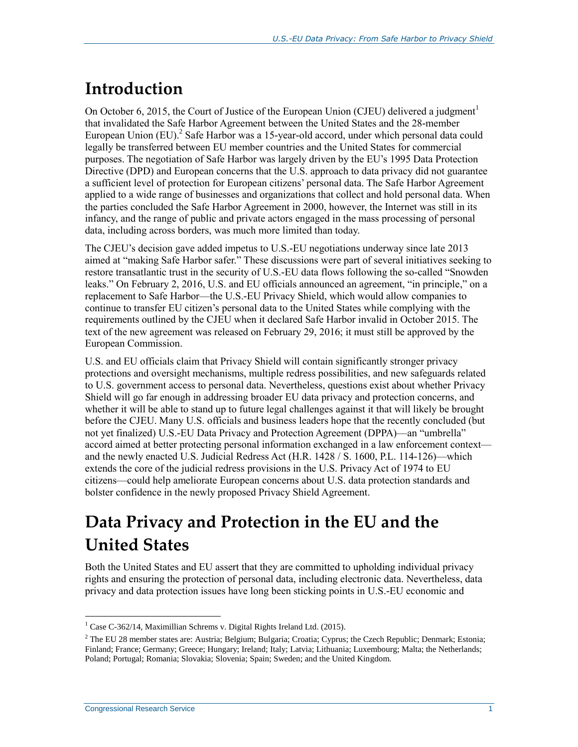# Introduction

On October 6, 2015, the Court of Justice of the European Union (CJEU) delivered a judgment[1] that invalidated the Safe Harbor Agreement between the United States and the 28-member European Union (EU).[2] Safe Harbor was a 15-year-old accord, under which personal data could legally be transferred between EU member countries and the United States for commercial purposes. The negotiation of Safe Harbor was largely driven by the EU's 1995 Data Protection Directive (DPD) and European concerns that the U.S. approach to data privacy did not guarantee a sufficient level of protection for European citizens' personal data. The Safe Harbor Agreement applied to a wide range of businesses and organizations that collect and hold personal data. When the parties concluded the Safe Harbor Agreement in 2000, however, the Internet was still in its infancy, and the range of public and private actors engaged in the mass processing of personal data, including across borders, was much more limited than today.

The CJEU's decision gave added impetus to U.S.-EU negotiations underway since late 2013 aimed at "making Safe Harbor safer." These discussions were part of several initiatives seeking to restore transatlantic trust in the security of U.S.-EU data flows following the so-called "Snowden leaks." On February 2, 2016, U.S. and EU officials announced an agreement, "in principle," on a replacement to Safe Harbor—the U.S.-EU Privacy Shield, which would allow companies to continue to transfer EU citizen's personal data to the United States while complying with the requirements outlined by the CJEU when it declared Safe Harbor invalid in October 2015. The text of the new agreement was released on February 29, 2016; it must still be approved by the European Commission.

U.S. and EU officials claim that Privacy Shield will contain significantly stronger privacy protections and oversight mechanisms, multiple redress possibilities, and new safeguards related to U.S. government access to personal data. Nevertheless, questions exist about whether Privacy Shield will go far enough in addressing broader EU data privacy and protection concerns, and whether it will be able to stand up to future legal challenges against it that will likely be brought before the CJEU. Many U.S. officials and business leaders hope that the recently concluded (but not yet finalized) U.S.-EU Data Privacy and Protection Agreement (DPPA)—an "umbrella" accord aimed at better protecting personal information exchanged in a law enforcement context—and the newly enacted U.S. Judicial Redress Act (H.R. 1428 / S. 1600, P.L. 114-126)—which extends the core of the judicial redress provisions in the U.S. Privacy Act of 1974 to EU citizens—could help ameliorate European concerns about U.S. data protection standards and bolster confidence in the newly proposed Privacy Shield Agreement.

# Data Privacy and Protection in the EU and the United States

Both the United States and EU assert that they are committed to upholding individual privacy rights and ensuring the protection of personal data, including electronic data. Nevertheless, data privacy and data protection issues have long been sticking points in U.S.-EU economic and

---

[1] Case C-362/14, Maximillian Schrems v. Digital Rights Ireland Ltd. (2015).

[2] The EU 28 member states are: Austria; Belgium; Bulgaria; Croatia; Cyprus; the Czech Republic; Denmark; Estonia; Finland; France; Germany; Greece; Hungary; Ireland; Italy; Latvia; Lithuania; Luxembourg; Malta; the Netherlands; Poland; Portugal; Romania; Slovakia; Slovenia; Spain; Sweden; and the United Kingdom.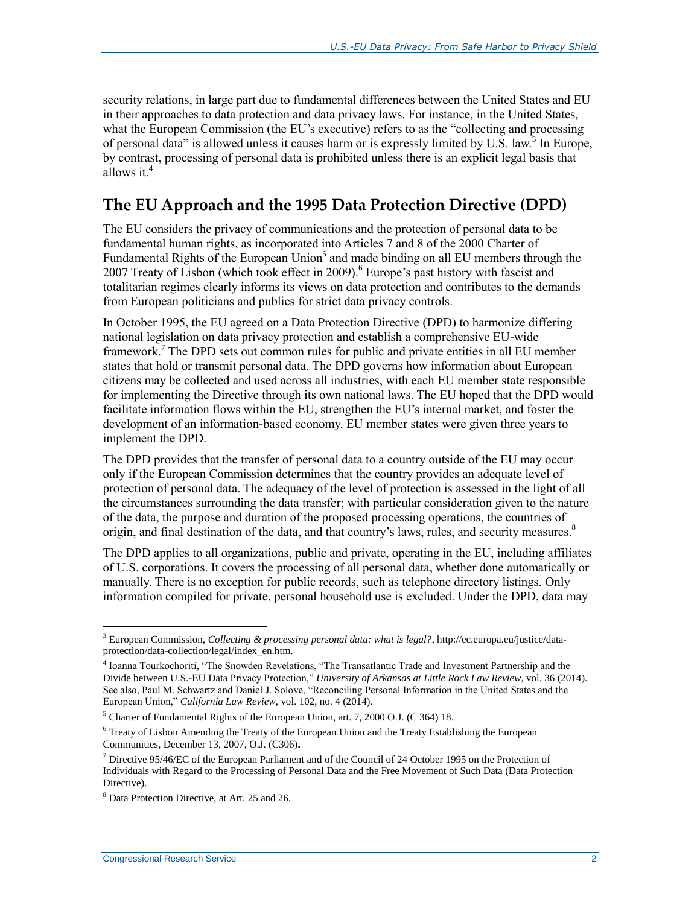security relations, in large part due to fundamental differences between the United States and EU in their approaches to data protection and data privacy laws. For instance, in the United States, what the European Commission (the EU's executive) refers to as the "collecting and processing of personal data" is allowed unless it causes harm or is expressly limited by U.S. law.[3] In Europe, by contrast, processing of personal data is prohibited unless there is an explicit legal basis that allows it.[4]

## The EU Approach and the 1995 Data Protection Directive (DPD)

The EU considers the privacy of communications and the protection of personal data to be fundamental human rights, as incorporated into Articles 7 and 8 of the 2000 Charter of Fundamental Rights of the European Union[5] and made binding on all EU members through the 2007 Treaty of Lisbon (which took effect in 2009).[6] Europe's past history with fascist and totalitarian regimes clearly informs its views on data protection and contributes to the demands from European politicians and publics for strict data privacy controls.

In October 1995, the EU agreed on a Data Protection Directive (DPD) to harmonize differing national legislation on data privacy protection and establish a comprehensive EU-wide framework.[7] The DPD sets out common rules for public and private entities in all EU member states that hold or transmit personal data. The DPD governs how information about European citizens may be collected and used across all industries, with each EU member state responsible for implementing the Directive through its own national laws. The EU hoped that the DPD would facilitate information flows within the EU, strengthen the EU's internal market, and foster the development of an information-based economy. EU member states were given three years to implement the DPD.

The DPD provides that the transfer of personal data to a country outside of the EU may occur only if the European Commission determines that the country provides an adequate level of protection of personal data. The adequacy of the level of protection is assessed in the light of all the circumstances surrounding the data transfer; with particular consideration given to the nature of the data, the purpose and duration of the proposed processing operations, the countries of origin, and final destination of the data, and that country's laws, rules, and security measures.[8]

The DPD applies to all organizations, public and private, operating in the EU, including affiliates of U.S. corporations. It covers the processing of all personal data, whether done automatically or manually. There is no exception for public records, such as telephone directory listings. Only information compiled for private, personal household use is excluded. Under the DPD, data may

---

[3] European Commission, *Collecting & processing personal data: what is legal?*, http://ec.europa.eu/justice/data-protection/data-collection/legal/index_en.htm.

[4] Ioanna Tourkochoriti, "The Snowden Revelations, "The Transatlantic Trade and Investment Partnership and the Divide between U.S.-EU Data Privacy Protection," *University of Arkansas at Little Rock Law Review*, vol. 36 (2014). See also, Paul M. Schwartz and Daniel J. Solove, "Reconciling Personal Information in the United States and the European Union," *California Law Review*, vol. 102, no. 4 (2014).

[5] Charter of Fundamental Rights of the European Union, art. 7, 2000 O.J. (C 364) 18.

[6] Treaty of Lisbon Amending the Treaty of the European Union and the Treaty Establishing the European Communities, December 13, 2007, O.J. (C306).

[7] Directive 95/46/EC of the European Parliament and of the Council of 24 October 1995 on the Protection of Individuals with Regard to the Processing of Personal Data and the Free Movement of Such Data (Data Protection Directive).

[8] Data Protection Directive, at Art. 25 and 26.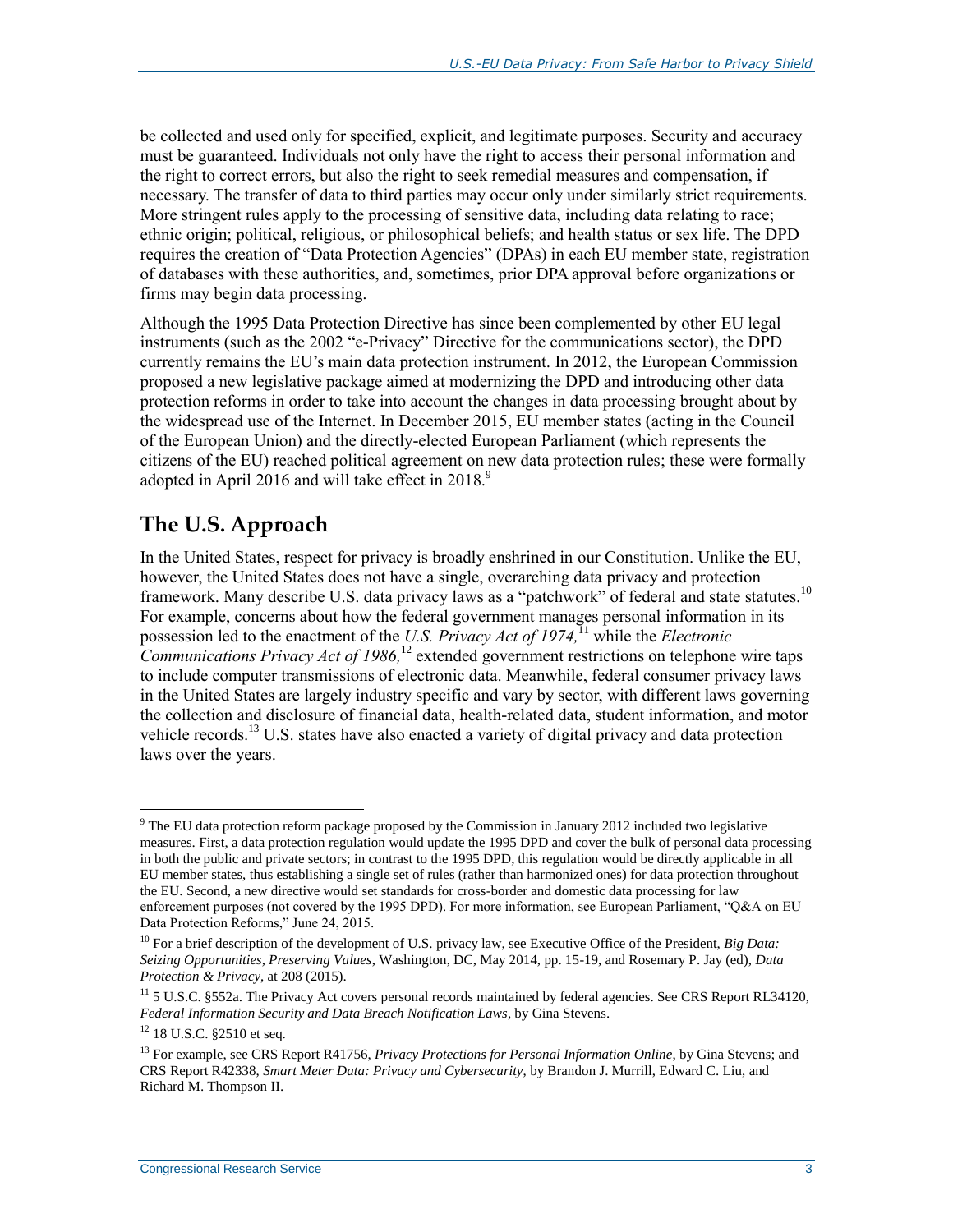be collected and used only for specified, explicit, and legitimate purposes. Security and accuracy must be guaranteed. Individuals not only have the right to access their personal information and the right to correct errors, but also the right to seek remedial measures and compensation, if necessary. The transfer of data to third parties may occur only under similarly strict requirements. More stringent rules apply to the processing of sensitive data, including data relating to race; ethnic origin; political, religious, or philosophical beliefs; and health status or sex life. The DPD requires the creation of "Data Protection Agencies" (DPAs) in each EU member state, registration of databases with these authorities, and, sometimes, prior DPA approval before organizations or firms may begin data processing.

Although the 1995 Data Protection Directive has since been complemented by other EU legal instruments (such as the 2002 "e-Privacy" Directive for the communications sector), the DPD currently remains the EU's main data protection instrument. In 2012, the European Commission proposed a new legislative package aimed at modernizing the DPD and introducing other data protection reforms in order to take into account the changes in data processing brought about by the widespread use of the Internet. In December 2015, EU member states (acting in the Council of the European Union) and the directly-elected European Parliament (which represents the citizens of the EU) reached political agreement on new data protection rules; these were formally adopted in April 2016 and will take effect in 2018.[9]

## The U.S. Approach

In the United States, respect for privacy is broadly enshrined in our Constitution. Unlike the EU, however, the United States does not have a single, overarching data privacy and protection framework. Many describe U.S. data privacy laws as a "patchwork" of federal and state statutes.[10] For example, concerns about how the federal government manages personal information in its possession led to the enactment of the *U.S. Privacy Act of 1974,*[11] while the *Electronic Communications Privacy Act of 1986,*[12] extended government restrictions on telephone wire taps to include computer transmissions of electronic data. Meanwhile, federal consumer privacy laws in the United States are largely industry specific and vary by sector, with different laws governing the collection and disclosure of financial data, health-related data, student information, and motor vehicle records.[13] U.S. states have also enacted a variety of digital privacy and data protection laws over the years.

---

[9] The EU data protection reform package proposed by the Commission in January 2012 included two legislative measures. First, a data protection regulation would update the 1995 DPD and cover the bulk of personal data processing in both the public and private sectors; in contrast to the 1995 DPD, this regulation would be directly applicable in all EU member states, thus establishing a single set of rules (rather than harmonized ones) for data protection throughout the EU. Second, a new directive would set standards for cross-border and domestic data processing for law enforcement purposes (not covered by the 1995 DPD). For more information, see European Parliament, "Q&A on EU Data Protection Reforms," June 24, 2015.

[10] For a brief description of the development of U.S. privacy law, see Executive Office of the President, *Big Data: Seizing Opportunities, Preserving Values*, Washington, DC, May 2014, pp. 15-19, and Rosemary P. Jay (ed), *Data Protection & Privacy*, at 208 (2015).

[11] 5 U.S.C. §552a. The Privacy Act covers personal records maintained by federal agencies. See CRS Report RL34120, *Federal Information Security and Data Breach Notification Laws*, by Gina Stevens.

[12] 18 U.S.C. §2510 et seq.

[13] For example, see CRS Report R41756, *Privacy Protections for Personal Information Online*, by Gina Stevens; and CRS Report R42338, *Smart Meter Data: Privacy and Cybersecurity*, by Brandon J. Murrill, Edward C. Liu, and Richard M. Thompson II.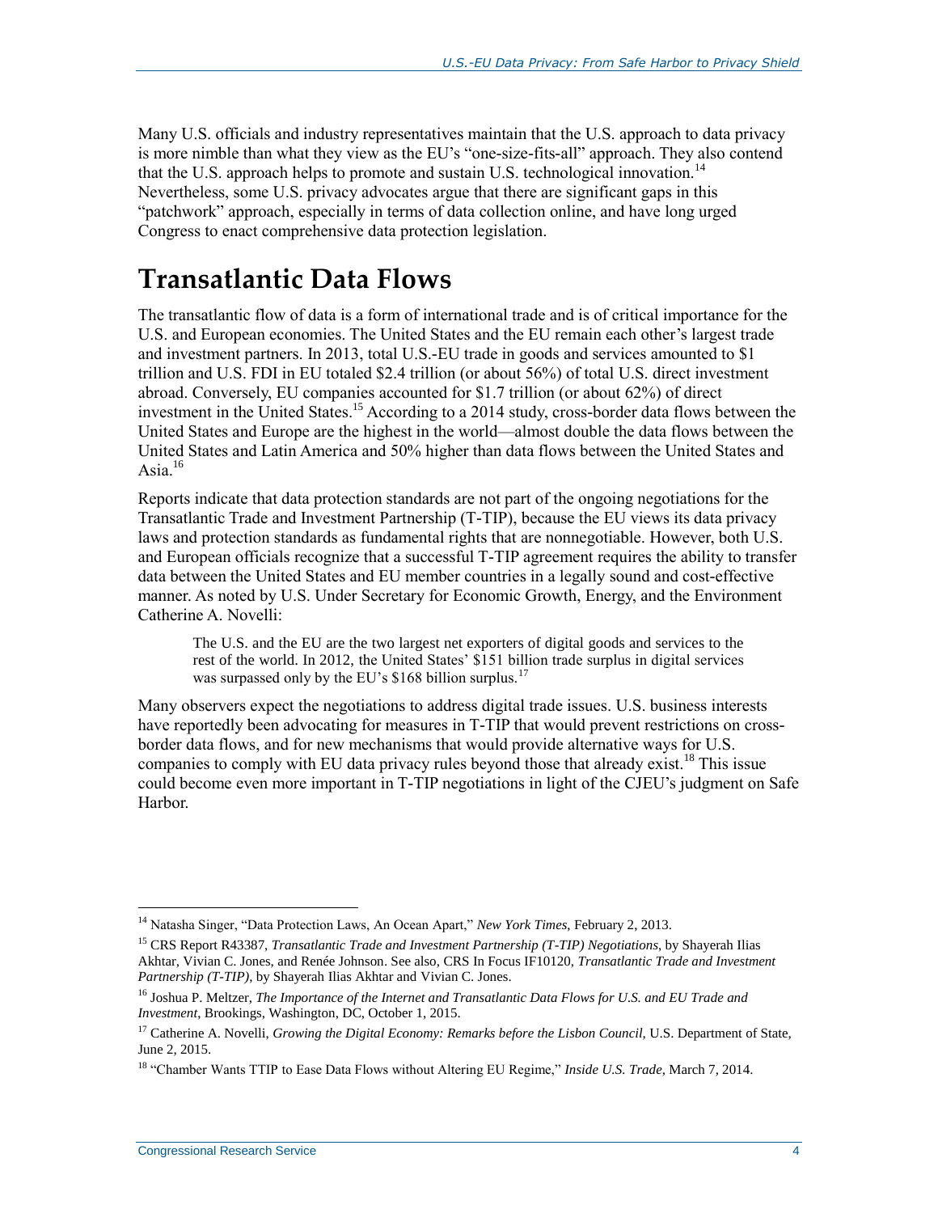Many U.S. officials and industry representatives maintain that the U.S. approach to data privacy is more nimble than what they view as the EU's "one-size-fits-all" approach. They also contend that the U.S. approach helps to promote and sustain U.S. technological innovation.[14] Nevertheless, some U.S. privacy advocates argue that there are significant gaps in this "patchwork" approach, especially in terms of data collection online, and have long urged Congress to enact comprehensive data protection legislation.

# Transatlantic Data Flows

The transatlantic flow of data is a form of international trade and is of critical importance for the U.S. and European economies. The United States and the EU remain each other's largest trade and investment partners. In 2013, total U.S.-EU trade in goods and services amounted to $1 trillion and U.S. FDI in EU totaled $2.4 trillion (or about 56%) of total U.S. direct investment abroad. Conversely, EU companies accounted for $1.7 trillion (or about 62%) of direct investment in the United States.[15] According to a 2014 study, cross-border data flows between the United States and Europe are the highest in the world—almost double the data flows between the United States and Latin America and 50% higher than data flows between the United States and Asia.[16]

Reports indicate that data protection standards are not part of the ongoing negotiations for the Transatlantic Trade and Investment Partnership (T-TIP), because the EU views its data privacy laws and protection standards as fundamental rights that are nonnegotiable. However, both U.S. and European officials recognize that a successful T-TIP agreement requires the ability to transfer data between the United States and EU member countries in a legally sound and cost-effective manner. As noted by U.S. Under Secretary for Economic Growth, Energy, and the Environment Catherine A. Novelli:

> The U.S. and the EU are the two largest net exporters of digital goods and services to the rest of the world. In 2012, the United States' $151 billion trade surplus in digital services was surpassed only by the EU's $168 billion surplus.[17]

Many observers expect the negotiations to address digital trade issues. U.S. business interests have reportedly been advocating for measures in T-TIP that would prevent restrictions on cross-border data flows, and for new mechanisms that would provide alternative ways for U.S. companies to comply with EU data privacy rules beyond those that already exist.[18] This issue could become even more important in T-TIP negotiations in light of the CJEU's judgment on Safe Harbor.

---

[14] Natasha Singer, "Data Protection Laws, An Ocean Apart," *New York Times*, February 2, 2013.

[15] CRS Report R43387, *Transatlantic Trade and Investment Partnership (T-TIP) Negotiations*, by Shayerah Ilias Akhtar, Vivian C. Jones, and Renée Johnson. See also, CRS In Focus IF10120, *Transatlantic Trade and Investment Partnership (T-TIP)*, by Shayerah Ilias Akhtar and Vivian C. Jones.

[16] Joshua P. Meltzer, *The Importance of the Internet and Transatlantic Data Flows for U.S. and EU Trade and Investment*, Brookings, Washington, DC, October 1, 2015.

[17] Catherine A. Novelli, *Growing the Digital Economy: Remarks before the Lisbon Council*, U.S. Department of State, June 2, 2015.

[18] "Chamber Wants TTIP to Ease Data Flows without Altering EU Regime," *Inside U.S. Trade*, March 7, 2014.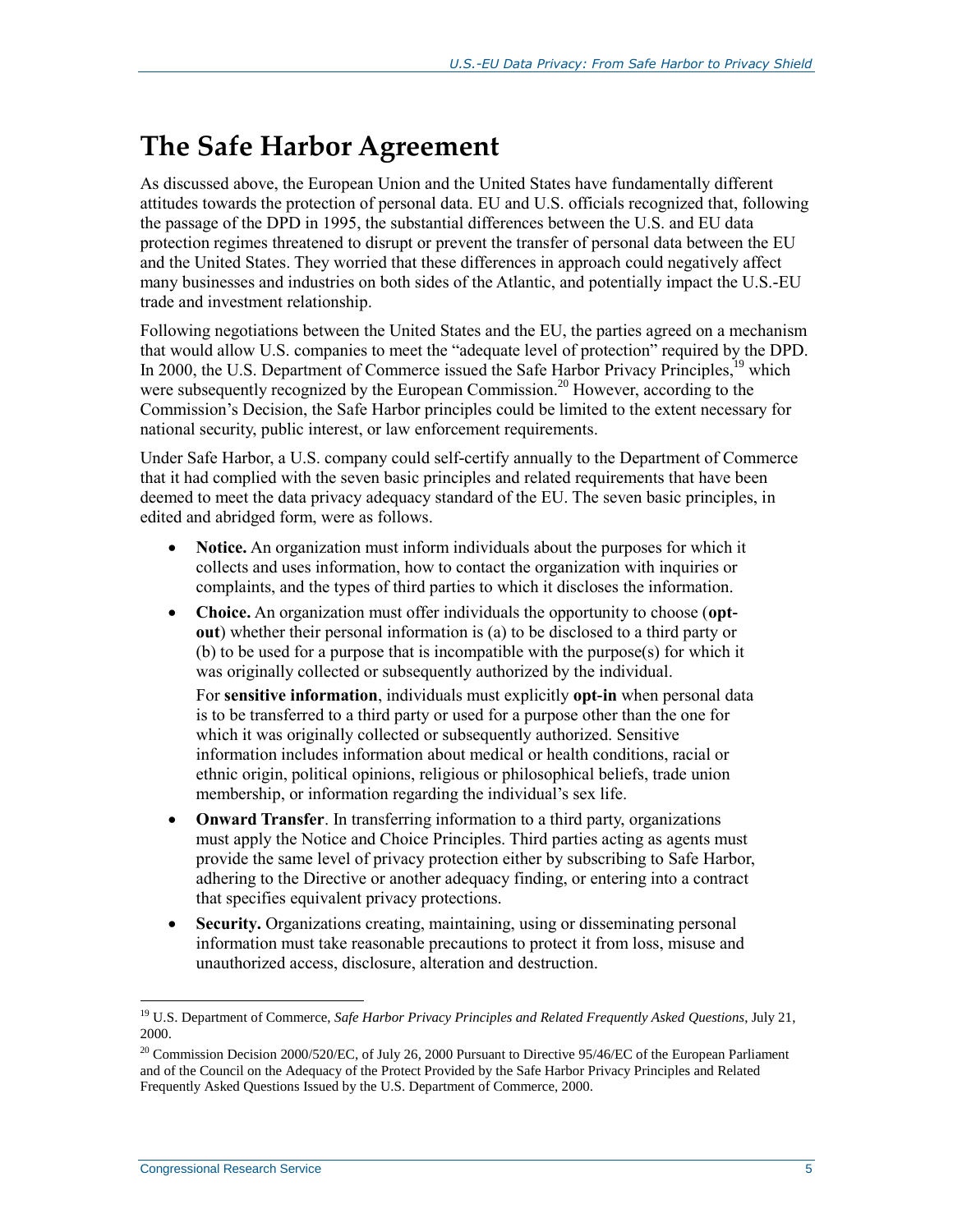## The Safe Harbor Agreement

As discussed above, the European Union and the United States have fundamentally different attitudes towards the protection of personal data. EU and U.S. officials recognized that, following the passage of the DPD in 1995, the substantial differences between the U.S. and EU data protection regimes threatened to disrupt or prevent the transfer of personal data between the EU and the United States. They worried that these differences in approach could negatively affect many businesses and industries on both sides of the Atlantic, and potentially impact the U.S.-EU trade and investment relationship.

Following negotiations between the United States and the EU, the parties agreed on a mechanism that would allow U.S. companies to meet the "adequate level of protection" required by the DPD. In 2000, the U.S. Department of Commerce issued the Safe Harbor Privacy Principles,[19] which were subsequently recognized by the European Commission.[20] However, according to the Commission's Decision, the Safe Harbor principles could be limited to the extent necessary for national security, public interest, or law enforcement requirements.

Under Safe Harbor, a U.S. company could self-certify annually to the Department of Commerce that it had complied with the seven basic principles and related requirements that have been deemed to meet the data privacy adequacy standard of the EU. The seven basic principles, in edited and abridged form, were as follows.

- **Notice.** An organization must inform individuals about the purposes for which it collects and uses information, how to contact the organization with inquiries or complaints, and the types of third parties to which it discloses the information.
- **Choice.** An organization must offer individuals the opportunity to choose (**opt-out**) whether their personal information is (a) to be disclosed to a third party or (b) to be used for a purpose that is incompatible with the purpose(s) for which it was originally collected or subsequently authorized by the individual.

  For **sensitive information**, individuals must explicitly **opt-in** when personal data is to be transferred to a third party or used for a purpose other than the one for which it was originally collected or subsequently authorized. Sensitive information includes information about medical or health conditions, racial or ethnic origin, political opinions, religious or philosophical beliefs, trade union membership, or information regarding the individual's sex life.
- **Onward Transfer**. In transferring information to a third party, organizations must apply the Notice and Choice Principles. Third parties acting as agents must provide the same level of privacy protection either by subscribing to Safe Harbor, adhering to the Directive or another adequacy finding, or entering into a contract that specifies equivalent privacy protections.
- **Security.** Organizations creating, maintaining, using or disseminating personal information must take reasonable precautions to protect it from loss, misuse and unauthorized access, disclosure, alteration and destruction.

---

[19] U.S. Department of Commerce, *Safe Harbor Privacy Principles and Related Frequently Asked Questions*, July 21, 2000.

[20] Commission Decision 2000/520/EC, of July 26, 2000 Pursuant to Directive 95/46/EC of the European Parliament and of the Council on the Adequacy of the Protect Provided by the Safe Harbor Privacy Principles and Related Frequently Asked Questions Issued by the U.S. Department of Commerce, 2000.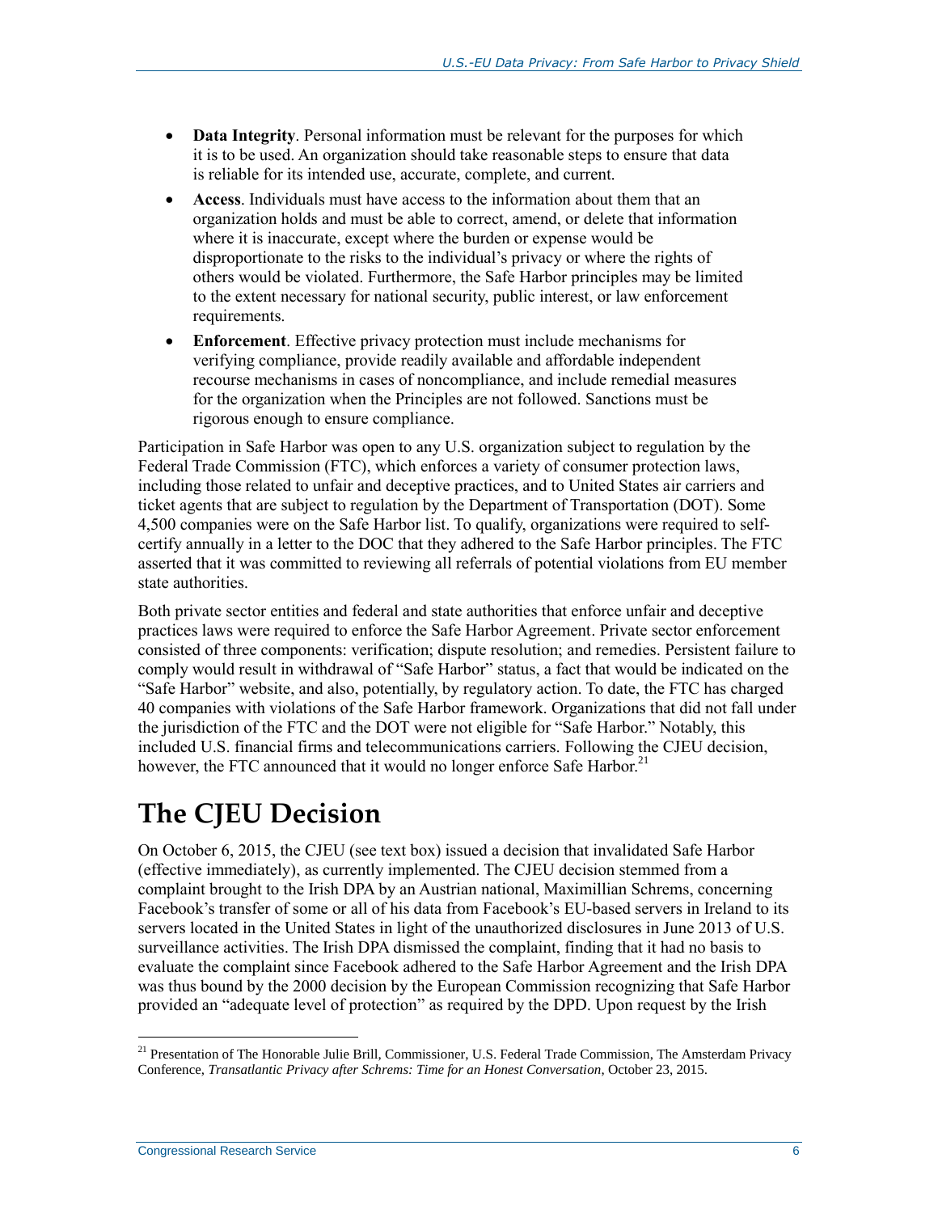- **Data Integrity**. Personal information must be relevant for the purposes for which it is to be used. An organization should take reasonable steps to ensure that data is reliable for its intended use, accurate, complete, and current.
- **Access**. Individuals must have access to the information about them that an organization holds and must be able to correct, amend, or delete that information where it is inaccurate, except where the burden or expense would be disproportionate to the risks to the individual's privacy or where the rights of others would be violated. Furthermore, the Safe Harbor principles may be limited to the extent necessary for national security, public interest, or law enforcement requirements.
- **Enforcement**. Effective privacy protection must include mechanisms for verifying compliance, provide readily available and affordable independent recourse mechanisms in cases of noncompliance, and include remedial measures for the organization when the Principles are not followed. Sanctions must be rigorous enough to ensure compliance.

Participation in Safe Harbor was open to any U.S. organization subject to regulation by the Federal Trade Commission (FTC), which enforces a variety of consumer protection laws, including those related to unfair and deceptive practices, and to United States air carriers and ticket agents that are subject to regulation by the Department of Transportation (DOT). Some 4,500 companies were on the Safe Harbor list. To qualify, organizations were required to self-certify annually in a letter to the DOC that they adhered to the Safe Harbor principles. The FTC asserted that it was committed to reviewing all referrals of potential violations from EU member state authorities.

Both private sector entities and federal and state authorities that enforce unfair and deceptive practices laws were required to enforce the Safe Harbor Agreement. Private sector enforcement consisted of three components: verification; dispute resolution; and remedies. Persistent failure to comply would result in withdrawal of "Safe Harbor" status, a fact that would be indicated on the "Safe Harbor" website, and also, potentially, by regulatory action. To date, the FTC has charged 40 companies with violations of the Safe Harbor framework. Organizations that did not fall under the jurisdiction of the FTC and the DOT were not eligible for "Safe Harbor." Notably, this included U.S. financial firms and telecommunications carriers. Following the CJEU decision, however, the FTC announced that it would no longer enforce Safe Harbor.[21]

# The CJEU Decision

On October 6, 2015, the CJEU (see text box) issued a decision that invalidated Safe Harbor (effective immediately), as currently implemented. The CJEU decision stemmed from a complaint brought to the Irish DPA by an Austrian national, Maximillian Schrems, concerning Facebook's transfer of some or all of his data from Facebook's EU-based servers in Ireland to its servers located in the United States in light of the unauthorized disclosures in June 2013 of U.S. surveillance activities. The Irish DPA dismissed the complaint, finding that it had no basis to evaluate the complaint since Facebook adhered to the Safe Harbor Agreement and the Irish DPA was thus bound by the 2000 decision by the European Commission recognizing that Safe Harbor provided an "adequate level of protection" as required by the DPD. Upon request by the Irish

[21] Presentation of The Honorable Julie Brill, Commissioner, U.S. Federal Trade Commission, The Amsterdam Privacy Conference, *Transatlantic Privacy after Schrems: Time for an Honest Conversation*, October 23, 2015.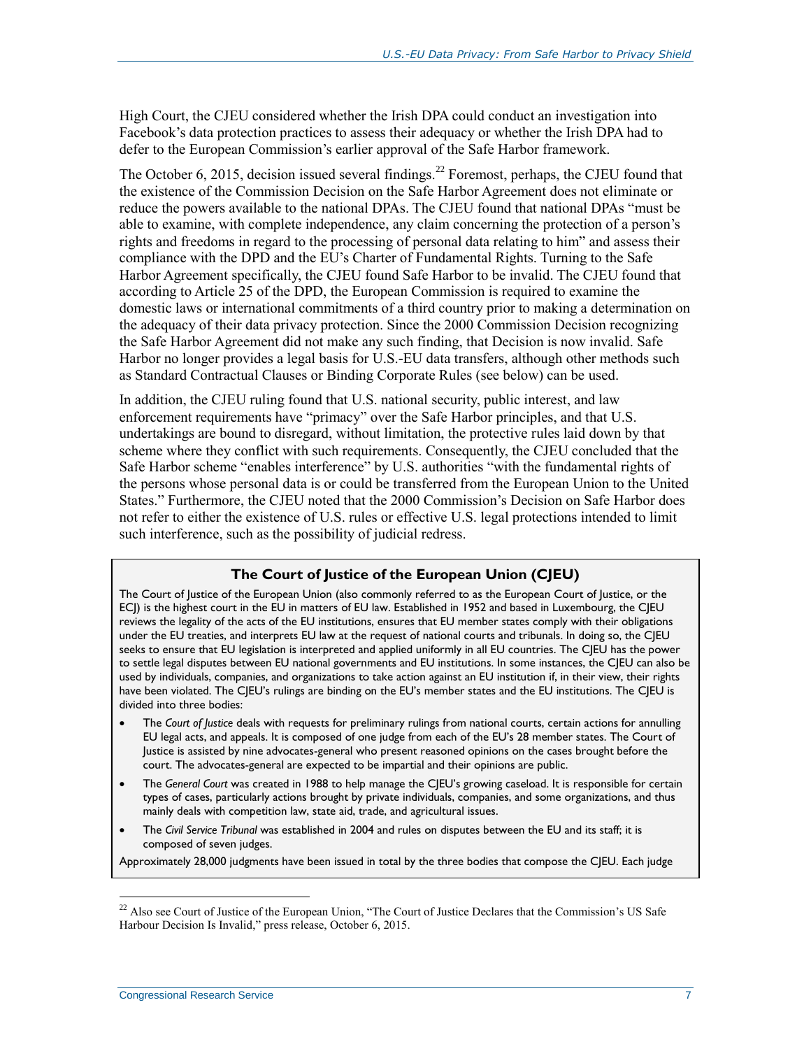High Court, the CJEU considered whether the Irish DPA could conduct an investigation into Facebook's data protection practices to assess their adequacy or whether the Irish DPA had to defer to the European Commission's earlier approval of the Safe Harbor framework.

The October 6, 2015, decision issued several findings.[22] Foremost, perhaps, the CJEU found that the existence of the Commission Decision on the Safe Harbor Agreement does not eliminate or reduce the powers available to the national DPAs. The CJEU found that national DPAs "must be able to examine, with complete independence, any claim concerning the protection of a person's rights and freedoms in regard to the processing of personal data relating to him" and assess their compliance with the DPD and the EU's Charter of Fundamental Rights. Turning to the Safe Harbor Agreement specifically, the CJEU found Safe Harbor to be invalid. The CJEU found that according to Article 25 of the DPD, the European Commission is required to examine the domestic laws or international commitments of a third country prior to making a determination on the adequacy of their data privacy protection. Since the 2000 Commission Decision recognizing the Safe Harbor Agreement did not make any such finding, that Decision is now invalid. Safe Harbor no longer provides a legal basis for U.S.-EU data transfers, although other methods such as Standard Contractual Clauses or Binding Corporate Rules (see below) can be used.

In addition, the CJEU ruling found that U.S. national security, public interest, and law enforcement requirements have "primacy" over the Safe Harbor principles, and that U.S. undertakings are bound to disregard, without limitation, the protective rules laid down by that scheme where they conflict with such requirements. Consequently, the CJEU concluded that the Safe Harbor scheme "enables interference" by U.S. authorities "with the fundamental rights of the persons whose personal data is or could be transferred from the European Union to the United States." Furthermore, the CJEU noted that the 2000 Commission's Decision on Safe Harbor does not refer to either the existence of U.S. rules or effective U.S. legal protections intended to limit such interference, such as the possibility of judicial redress.

### The Court of Justice of the European Union (CJEU)

The Court of Justice of the European Union (also commonly referred to as the European Court of Justice, or the ECJ) is the highest court in the EU in matters of EU law. Established in 1952 and based in Luxembourg, the CJEU reviews the legality of the acts of the EU institutions, ensures that EU member states comply with their obligations under the EU treaties, and interprets EU law at the request of national courts and tribunals. In doing so, the CJEU seeks to ensure that EU legislation is interpreted and applied uniformly in all EU countries. The CJEU has the power to settle legal disputes between EU national governments and EU institutions. In some instances, the CJEU can also be used by individuals, companies, and organizations to take action against an EU institution if, in their view, their rights have been violated. The CJEU's rulings are binding on the EU's member states and the EU institutions. The CJEU is divided into three bodies:

- The *Court of Justice* deals with requests for preliminary rulings from national courts, certain actions for annulling EU legal acts, and appeals. It is composed of one judge from each of the EU's 28 member states. The Court of Justice is assisted by nine advocates-general who present reasoned opinions on the cases brought before the court. The advocates-general are expected to be impartial and their opinions are public.
- The *General Court* was created in 1988 to help manage the CJEU's growing caseload. It is responsible for certain types of cases, particularly actions brought by private individuals, companies, and some organizations, and thus mainly deals with competition law, state aid, trade, and agricultural issues.
- The *Civil Service Tribunal* was established in 2004 and rules on disputes between the EU and its staff; it is composed of seven judges.

Approximately 28,000 judgments have been issued in total by the three bodies that compose the CJEU. Each judge

[22] Also see Court of Justice of the European Union, "The Court of Justice Declares that the Commission's US Safe Harbour Decision Is Invalid," press release, October 6, 2015.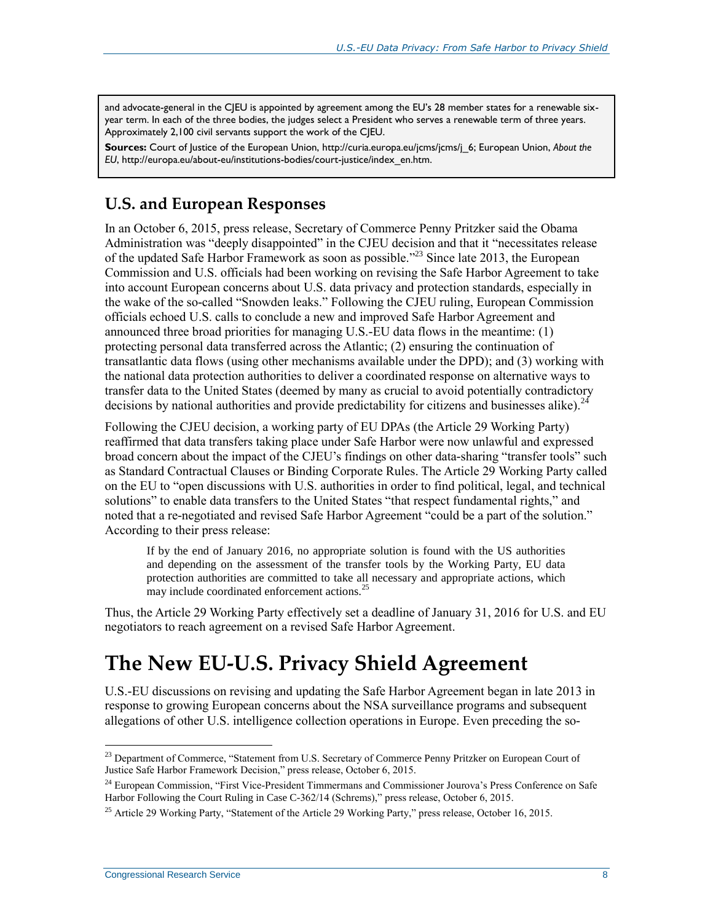and advocate-general in the CJEU is appointed by agreement among the EU's 28 member states for a renewable six-year term. In each of the three bodies, the judges select a President who serves a renewable term of three years. Approximately 2,100 civil servants support the work of the CJEU.

**Sources:** Court of Justice of the European Union, http://curia.europa.eu/jcms/jcms/j_6; European Union, *About the EU*, http://europa.eu/about-eu/institutions-bodies/court-justice/index_en.htm.

## U.S. and European Responses

In an October 6, 2015, press release, Secretary of Commerce Penny Pritzker said the Obama Administration was "deeply disappointed" in the CJEU decision and that it "necessitates release of the updated Safe Harbor Framework as soon as possible."[23] Since late 2013, the European Commission and U.S. officials had been working on revising the Safe Harbor Agreement to take into account European concerns about U.S. data privacy and protection standards, especially in the wake of the so-called "Snowden leaks." Following the CJEU ruling, European Commission officials echoed U.S. calls to conclude a new and improved Safe Harbor Agreement and announced three broad priorities for managing U.S.-EU data flows in the meantime: (1) protecting personal data transferred across the Atlantic; (2) ensuring the continuation of transatlantic data flows (using other mechanisms available under the DPD); and (3) working with the national data protection authorities to deliver a coordinated response on alternative ways to transfer data to the United States (deemed by many as crucial to avoid potentially contradictory decisions by national authorities and provide predictability for citizens and businesses alike).[24]

Following the CJEU decision, a working party of EU DPAs (the Article 29 Working Party) reaffirmed that data transfers taking place under Safe Harbor were now unlawful and expressed broad concern about the impact of the CJEU's findings on other data-sharing "transfer tools" such as Standard Contractual Clauses or Binding Corporate Rules. The Article 29 Working Party called on the EU to "open discussions with U.S. authorities in order to find political, legal, and technical solutions" to enable data transfers to the United States "that respect fundamental rights," and noted that a re-negotiated and revised Safe Harbor Agreement "could be a part of the solution." According to their press release:

> If by the end of January 2016, no appropriate solution is found with the US authorities and depending on the assessment of the transfer tools by the Working Party, EU data protection authorities are committed to take all necessary and appropriate actions, which may include coordinated enforcement actions.[25]

Thus, the Article 29 Working Party effectively set a deadline of January 31, 2016 for U.S. and EU negotiators to reach agreement on a revised Safe Harbor Agreement.

# The New EU-U.S. Privacy Shield Agreement

U.S.-EU discussions on revising and updating the Safe Harbor Agreement began in late 2013 in response to growing European concerns about the NSA surveillance programs and subsequent allegations of other U.S. intelligence collection operations in Europe. Even preceding the so-

[23] Department of Commerce, "Statement from U.S. Secretary of Commerce Penny Pritzker on European Court of Justice Safe Harbor Framework Decision," press release, October 6, 2015.

[24] European Commission, "First Vice-President Timmermans and Commissioner Jourova's Press Conference on Safe Harbor Following the Court Ruling in Case C-362/14 (Schrems)," press release, October 6, 2015.

[25] Article 29 Working Party, "Statement of the Article 29 Working Party," press release, October 16, 2015.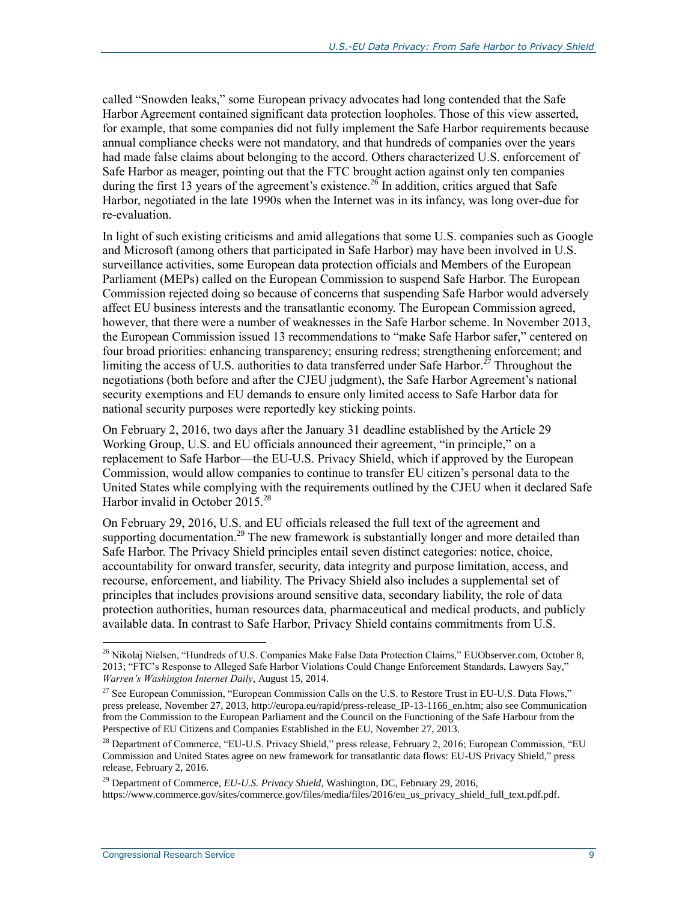called "Snowden leaks," some European privacy advocates had long contended that the Safe Harbor Agreement contained significant data protection loopholes. Those of this view asserted, for example, that some companies did not fully implement the Safe Harbor requirements because annual compliance checks were not mandatory, and that hundreds of companies over the years had made false claims about belonging to the accord. Others characterized U.S. enforcement of Safe Harbor as meager, pointing out that the FTC brought action against only ten companies during the first 13 years of the agreement's existence.[26] In addition, critics argued that Safe Harbor, negotiated in the late 1990s when the Internet was in its infancy, was long over-due for re-evaluation.

In light of such existing criticisms and amid allegations that some U.S. companies such as Google and Microsoft (among others that participated in Safe Harbor) may have been involved in U.S. surveillance activities, some European data protection officials and Members of the European Parliament (MEPs) called on the European Commission to suspend Safe Harbor. The European Commission rejected doing so because of concerns that suspending Safe Harbor would adversely affect EU business interests and the transatlantic economy. The European Commission agreed, however, that there were a number of weaknesses in the Safe Harbor scheme. In November 2013, the European Commission issued 13 recommendations to "make Safe Harbor safer," centered on four broad priorities: enhancing transparency; ensuring redress; strengthening enforcement; and limiting the access of U.S. authorities to data transferred under Safe Harbor.[27] Throughout the negotiations (both before and after the CJEU judgment), the Safe Harbor Agreement's national security exemptions and EU demands to ensure only limited access to Safe Harbor data for national security purposes were reportedly key sticking points.

On February 2, 2016, two days after the January 31 deadline established by the Article 29 Working Group, U.S. and EU officials announced their agreement, "in principle," on a replacement to Safe Harbor—the EU-U.S. Privacy Shield, which if approved by the European Commission, would allow companies to continue to transfer EU citizen's personal data to the United States while complying with the requirements outlined by the CJEU when it declared Safe Harbor invalid in October 2015.[28]

On February 29, 2016, U.S. and EU officials released the full text of the agreement and supporting documentation.[29] The new framework is substantially longer and more detailed than Safe Harbor. The Privacy Shield principles entail seven distinct categories: notice, choice, accountability for onward transfer, security, data integrity and purpose limitation, access, and recourse, enforcement, and liability. The Privacy Shield also includes a supplemental set of principles that includes provisions around sensitive data, secondary liability, the role of data protection authorities, human resources data, pharmaceutical and medical products, and publicly available data. In contrast to Safe Harbor, Privacy Shield contains commitments from U.S.

---

[26] Nikolaj Nielsen, "Hundreds of U.S. Companies Make False Data Protection Claims," EUObserver.com, October 8, 2013; "FTC's Response to Alleged Safe Harbor Violations Could Change Enforcement Standards, Lawyers Say," *Warren's Washington Internet Daily*, August 15, 2014.

[27] See European Commission, "European Commission Calls on the U.S. to Restore Trust in EU-U.S. Data Flows," press prelease, November 27, 2013, http://europa.eu/rapid/press-release_IP-13-1166_en.htm; also see Communication from the Commission to the European Parliament and the Council on the Functioning of the Safe Harbour from the Perspective of EU Citizens and Companies Established in the EU, November 27, 2013.

[28] Department of Commerce, "EU-U.S. Privacy Shield," press release, February 2, 2016; European Commission, "EU Commission and United States agree on new framework for transatlantic data flows: EU-US Privacy Shield," press release, February 2, 2016.

[29] Department of Commerce, *EU-U.S. Privacy Shield*, Washington, DC, February 29, 2016, https://www.commerce.gov/sites/commerce.gov/files/media/files/2016/eu_us_privacy_shield_full_text.pdf.pdf.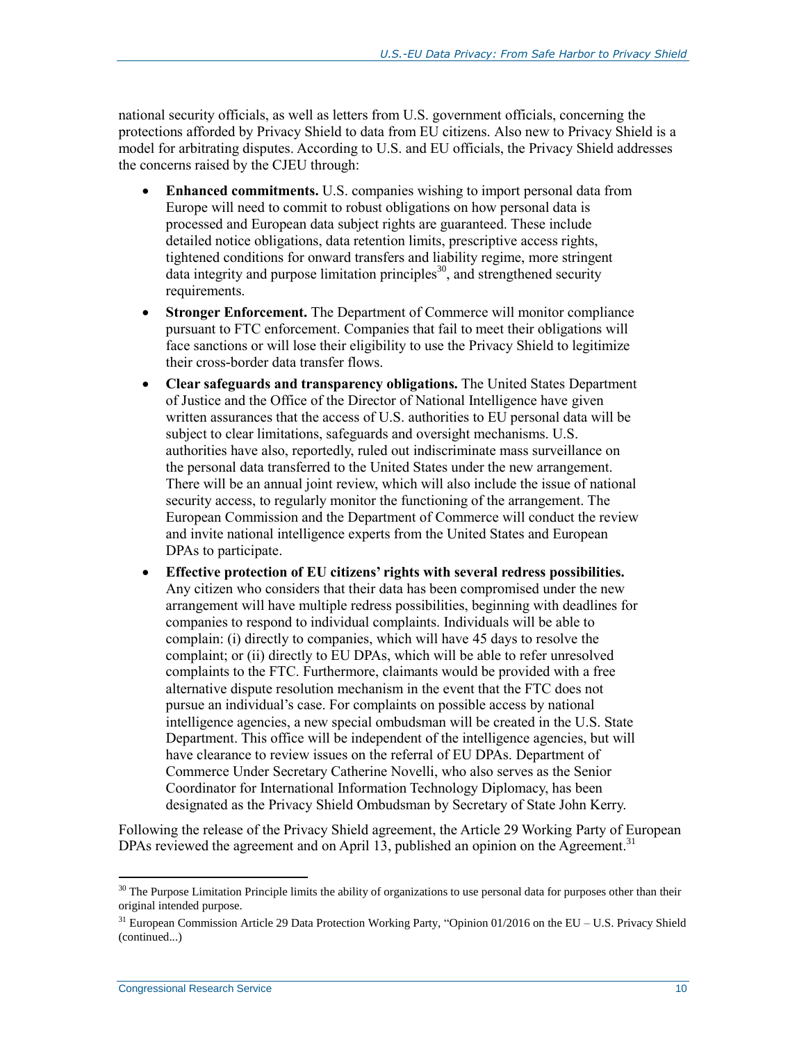national security officials, as well as letters from U.S. government officials, concerning the protections afforded by Privacy Shield to data from EU citizens. Also new to Privacy Shield is a model for arbitrating disputes. According to U.S. and EU officials, the Privacy Shield addresses the concerns raised by the CJEU through:

- **Enhanced commitments.** U.S. companies wishing to import personal data from Europe will need to commit to robust obligations on how personal data is processed and European data subject rights are guaranteed. These include detailed notice obligations, data retention limits, prescriptive access rights, tightened conditions for onward transfers and liability regime, more stringent data integrity and purpose limitation principles[30], and strengthened security requirements.
- **Stronger Enforcement.** The Department of Commerce will monitor compliance pursuant to FTC enforcement. Companies that fail to meet their obligations will face sanctions or will lose their eligibility to use the Privacy Shield to legitimize their cross-border data transfer flows.
- **Clear safeguards and transparency obligations.** The United States Department of Justice and the Office of the Director of National Intelligence have given written assurances that the access of U.S. authorities to EU personal data will be subject to clear limitations, safeguards and oversight mechanisms. U.S. authorities have also, reportedly, ruled out indiscriminate mass surveillance on the personal data transferred to the United States under the new arrangement. There will be an annual joint review, which will also include the issue of national security access, to regularly monitor the functioning of the arrangement. The European Commission and the Department of Commerce will conduct the review and invite national intelligence experts from the United States and European DPAs to participate.
- **Effective protection of EU citizens' rights with several redress possibilities.** Any citizen who considers that their data has been compromised under the new arrangement will have multiple redress possibilities, beginning with deadlines for companies to respond to individual complaints. Individuals will be able to complain: (i) directly to companies, which will have 45 days to resolve the complaint; or (ii) directly to EU DPAs, which will be able to refer unresolved complaints to the FTC. Furthermore, claimants would be provided with a free alternative dispute resolution mechanism in the event that the FTC does not pursue an individual's case. For complaints on possible access by national intelligence agencies, a new special ombudsman will be created in the U.S. State Department. This office will be independent of the intelligence agencies, but will have clearance to review issues on the referral of EU DPAs. Department of Commerce Under Secretary Catherine Novelli, who also serves as the Senior Coordinator for International Information Technology Diplomacy, has been designated as the Privacy Shield Ombudsman by Secretary of State John Kerry.

Following the release of the Privacy Shield agreement, the Article 29 Working Party of European DPAs reviewed the agreement and on April 13, published an opinion on the Agreement.[31]

---

[30] The Purpose Limitation Principle limits the ability of organizations to use personal data for purposes other than their original intended purpose.

[31] European Commission Article 29 Data Protection Working Party, "Opinion 01/2016 on the EU – U.S. Privacy Shield (continued...)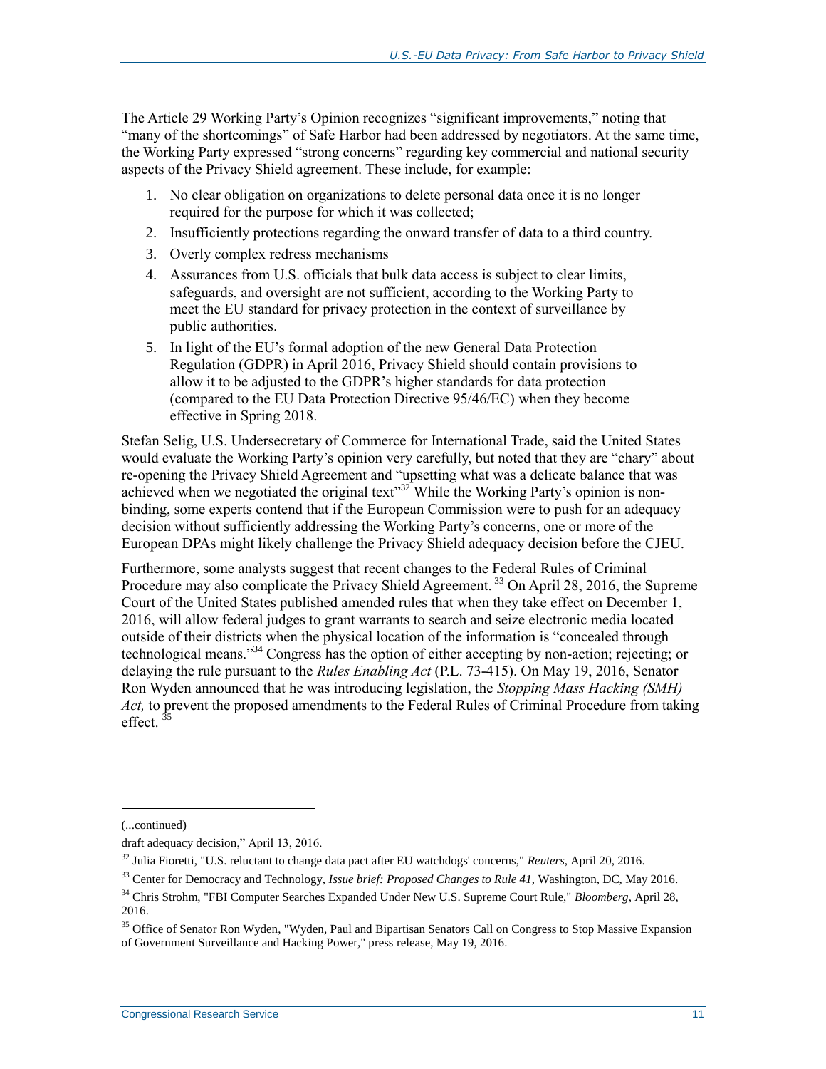The Article 29 Working Party's Opinion recognizes "significant improvements," noting that "many of the shortcomings" of Safe Harbor had been addressed by negotiators. At the same time, the Working Party expressed "strong concerns" regarding key commercial and national security aspects of the Privacy Shield agreement. These include, for example:

1. No clear obligation on organizations to delete personal data once it is no longer required for the purpose for which it was collected;
2. Insufficiently protections regarding the onward transfer of data to a third country.
3. Overly complex redress mechanisms
4. Assurances from U.S. officials that bulk data access is subject to clear limits, safeguards, and oversight are not sufficient, according to the Working Party to meet the EU standard for privacy protection in the context of surveillance by public authorities.
5. In light of the EU's formal adoption of the new General Data Protection Regulation (GDPR) in April 2016, Privacy Shield should contain provisions to allow it to be adjusted to the GDPR's higher standards for data protection (compared to the EU Data Protection Directive 95/46/EC) when they become effective in Spring 2018.

Stefan Selig, U.S. Undersecretary of Commerce for International Trade, said the United States would evaluate the Working Party's opinion very carefully, but noted that they are "chary" about re-opening the Privacy Shield Agreement and "upsetting what was a delicate balance that was achieved when we negotiated the original text"[32] While the Working Party's opinion is non-binding, some experts contend that if the European Commission were to push for an adequacy decision without sufficiently addressing the Working Party's concerns, one or more of the European DPAs might likely challenge the Privacy Shield adequacy decision before the CJEU.

Furthermore, some analysts suggest that recent changes to the Federal Rules of Criminal Procedure may also complicate the Privacy Shield Agreement.[33] On April 28, 2016, the Supreme Court of the United States published amended rules that when they take effect on December 1, 2016, will allow federal judges to grant warrants to search and seize electronic media located outside of their districts when the physical location of the information is "concealed through technological means."[34] Congress has the option of either accepting by non-action; rejecting; or delaying the rule pursuant to the *Rules Enabling Act* (P.L. 73-415). On May 19, 2016, Senator Ron Wyden announced that he was introducing legislation, the *Stopping Mass Hacking (SMH) Act,* to prevent the proposed amendments to the Federal Rules of Criminal Procedure from taking effect.[35]

---

(...continued)

draft adequacy decision," April 13, 2016.

[32] Julia Fioretti, "U.S. reluctant to change data pact after EU watchdogs' concerns," *Reuters*, April 20, 2016.

[33] Center for Democracy and Technology, *Issue brief: Proposed Changes to Rule 41*, Washington, DC, May 2016.

[34] Chris Strohm, "FBI Computer Searches Expanded Under New U.S. Supreme Court Rule," *Bloomberg*, April 28, 2016.

[35] Office of Senator Ron Wyden, "Wyden, Paul and Bipartisan Senators Call on Congress to Stop Massive Expansion of Government Surveillance and Hacking Power," press release, May 19, 2016.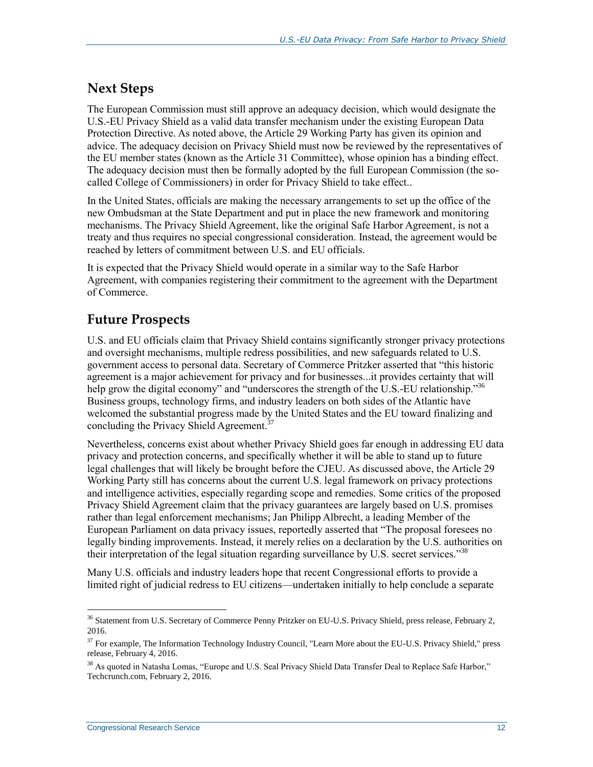## Next Steps

The European Commission must still approve an adequacy decision, which would designate the U.S.-EU Privacy Shield as a valid data transfer mechanism under the existing European Data Protection Directive. As noted above, the Article 29 Working Party has given its opinion and advice. The adequacy decision on Privacy Shield must now be reviewed by the representatives of the EU member states (known as the Article 31 Committee), whose opinion has a binding effect. The adequacy decision must then be formally adopted by the full European Commission (the so-called College of Commissioners) in order for Privacy Shield to take effect..

In the United States, officials are making the necessary arrangements to set up the office of the new Ombudsman at the State Department and put in place the new framework and monitoring mechanisms. The Privacy Shield Agreement, like the original Safe Harbor Agreement, is not a treaty and thus requires no special congressional consideration. Instead, the agreement would be reached by letters of commitment between U.S. and EU officials.

It is expected that the Privacy Shield would operate in a similar way to the Safe Harbor Agreement, with companies registering their commitment to the agreement with the Department of Commerce.

## Future Prospects

U.S. and EU officials claim that Privacy Shield contains significantly stronger privacy protections and oversight mechanisms, multiple redress possibilities, and new safeguards related to U.S. government access to personal data. Secretary of Commerce Pritzker asserted that "this historic agreement is a major achievement for privacy and for businesses...it provides certainty that will help grow the digital economy" and "underscores the strength of the U.S.-EU relationship."[36] Business groups, technology firms, and industry leaders on both sides of the Atlantic have welcomed the substantial progress made by the United States and the EU toward finalizing and concluding the Privacy Shield Agreement.[37]

Nevertheless, concerns exist about whether Privacy Shield goes far enough in addressing EU data privacy and protection concerns, and specifically whether it will be able to stand up to future legal challenges that will likely be brought before the CJEU. As discussed above, the Article 29 Working Party still has concerns about the current U.S. legal framework on privacy protections and intelligence activities, especially regarding scope and remedies. Some critics of the proposed Privacy Shield Agreement claim that the privacy guarantees are largely based on U.S. promises rather than legal enforcement mechanisms; Jan Philipp Albrecht, a leading Member of the European Parliament on data privacy issues, reportedly asserted that "The proposal foresees no legally binding improvements. Instead, it merely relies on a declaration by the U.S. authorities on their interpretation of the legal situation regarding surveillance by U.S. secret services."[38]

Many U.S. officials and industry leaders hope that recent Congressional efforts to provide a limited right of judicial redress to EU citizens—undertaken initially to help conclude a separate

[36] Statement from U.S. Secretary of Commerce Penny Pritzker on EU-U.S. Privacy Shield, press release, February 2, 2016.

[37] For example, The Information Technology Industry Council, "Learn More about the EU-U.S. Privacy Shield," press release, February 4, 2016.

[38] As quoted in Natasha Lomas, "Europe and U.S. Seal Privacy Shield Data Transfer Deal to Replace Safe Harbor," Techcrunch.com, February 2, 2016.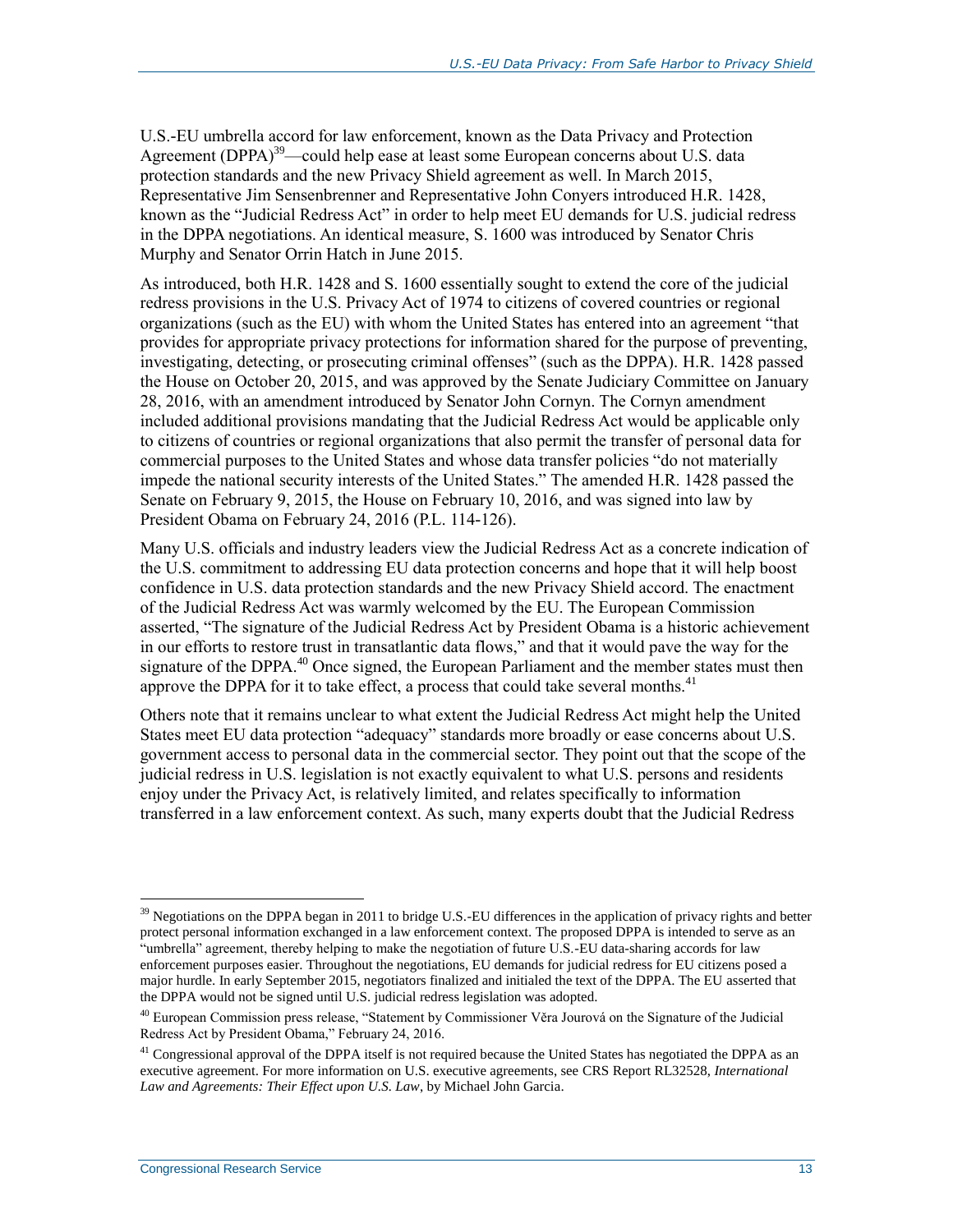U.S.-EU umbrella accord for law enforcement, known as the Data Privacy and Protection Agreement (DPPA)[39]—could help ease at least some European concerns about U.S. data protection standards and the new Privacy Shield agreement as well. In March 2015, Representative Jim Sensenbrenner and Representative John Conyers introduced H.R. 1428, known as the "Judicial Redress Act" in order to help meet EU demands for U.S. judicial redress in the DPPA negotiations. An identical measure, S. 1600 was introduced by Senator Chris Murphy and Senator Orrin Hatch in June 2015.

As introduced, both H.R. 1428 and S. 1600 essentially sought to extend the core of the judicial redress provisions in the U.S. Privacy Act of 1974 to citizens of covered countries or regional organizations (such as the EU) with whom the United States has entered into an agreement "that provides for appropriate privacy protections for information shared for the purpose of preventing, investigating, detecting, or prosecuting criminal offenses" (such as the DPPA). H.R. 1428 passed the House on October 20, 2015, and was approved by the Senate Judiciary Committee on January 28, 2016, with an amendment introduced by Senator John Cornyn. The Cornyn amendment included additional provisions mandating that the Judicial Redress Act would be applicable only to citizens of countries or regional organizations that also permit the transfer of personal data for commercial purposes to the United States and whose data transfer policies "do not materially impede the national security interests of the United States." The amended H.R. 1428 passed the Senate on February 9, 2015, the House on February 10, 2016, and was signed into law by President Obama on February 24, 2016 (P.L. 114-126).

Many U.S. officials and industry leaders view the Judicial Redress Act as a concrete indication of the U.S. commitment to addressing EU data protection concerns and hope that it will help boost confidence in U.S. data protection standards and the new Privacy Shield accord. The enactment of the Judicial Redress Act was warmly welcomed by the EU. The European Commission asserted, "The signature of the Judicial Redress Act by President Obama is a historic achievement in our efforts to restore trust in transatlantic data flows," and that it would pave the way for the signature of the DPPA.[40] Once signed, the European Parliament and the member states must then approve the DPPA for it to take effect, a process that could take several months.[41]

Others note that it remains unclear to what extent the Judicial Redress Act might help the United States meet EU data protection "adequacy" standards more broadly or ease concerns about U.S. government access to personal data in the commercial sector. They point out that the scope of the judicial redress in U.S. legislation is not exactly equivalent to what U.S. persons and residents enjoy under the Privacy Act, is relatively limited, and relates specifically to information transferred in a law enforcement context. As such, many experts doubt that the Judicial Redress

---

[39] Negotiations on the DPPA began in 2011 to bridge U.S.-EU differences in the application of privacy rights and better protect personal information exchanged in a law enforcement context. The proposed DPPA is intended to serve as an "umbrella" agreement, thereby helping to make the negotiation of future U.S.-EU data-sharing accords for law enforcement purposes easier. Throughout the negotiations, EU demands for judicial redress for EU citizens posed a major hurdle. In early September 2015, negotiators finalized and initialed the text of the DPPA. The EU asserted that the DPPA would not be signed until U.S. judicial redress legislation was adopted.

[40] European Commission press release, "Statement by Commissioner Věra Jourová on the Signature of the Judicial Redress Act by President Obama," February 24, 2016.

[41] Congressional approval of the DPPA itself is not required because the United States has negotiated the DPPA as an executive agreement. For more information on U.S. executive agreements, see CRS Report RL32528, *International Law and Agreements: Their Effect upon U.S. Law*, by Michael John Garcia.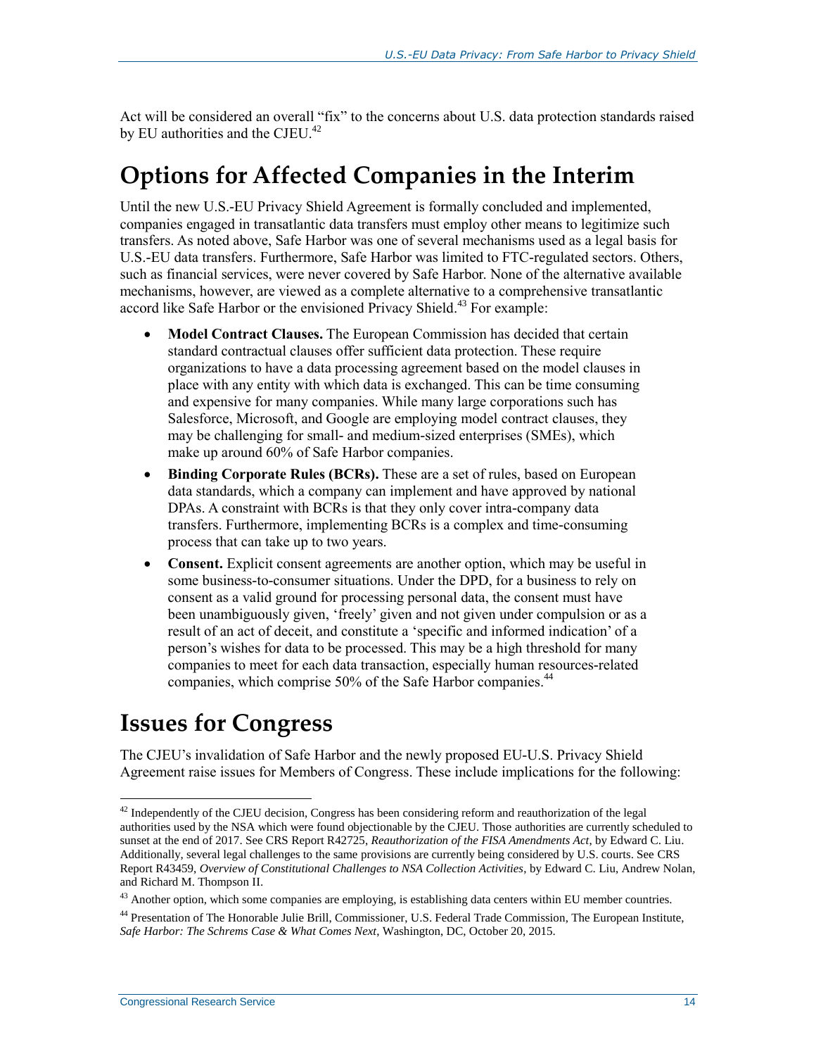Act will be considered an overall "fix" to the concerns about U.S. data protection standards raised by EU authorities and the CJEU.[42]

## Options for Affected Companies in the Interim

Until the new U.S.-EU Privacy Shield Agreement is formally concluded and implemented, companies engaged in transatlantic data transfers must employ other means to legitimize such transfers. As noted above, Safe Harbor was one of several mechanisms used as a legal basis for U.S.-EU data transfers. Furthermore, Safe Harbor was limited to FTC-regulated sectors. Others, such as financial services, were never covered by Safe Harbor. None of the alternative available mechanisms, however, are viewed as a complete alternative to a comprehensive transatlantic accord like Safe Harbor or the envisioned Privacy Shield.[43] For example:

- **Model Contract Clauses.** The European Commission has decided that certain standard contractual clauses offer sufficient data protection. These require organizations to have a data processing agreement based on the model clauses in place with any entity with which data is exchanged. This can be time consuming and expensive for many companies. While many large corporations such has Salesforce, Microsoft, and Google are employing model contract clauses, they may be challenging for small- and medium-sized enterprises (SMEs), which make up around 60% of Safe Harbor companies.
- **Binding Corporate Rules (BCRs).** These are a set of rules, based on European data standards, which a company can implement and have approved by national DPAs. A constraint with BCRs is that they only cover intra-company data transfers. Furthermore, implementing BCRs is a complex and time-consuming process that can take up to two years.
- **Consent.** Explicit consent agreements are another option, which may be useful in some business-to-consumer situations. Under the DPD, for a business to rely on consent as a valid ground for processing personal data, the consent must have been unambiguously given, 'freely' given and not given under compulsion or as a result of an act of deceit, and constitute a 'specific and informed indication' of a person's wishes for data to be processed. This may be a high threshold for many companies to meet for each data transaction, especially human resources-related companies, which comprise 50% of the Safe Harbor companies.[44]

## Issues for Congress

The CJEU's invalidation of Safe Harbor and the newly proposed EU-U.S. Privacy Shield Agreement raise issues for Members of Congress. These include implications for the following:

---

[42] Independently of the CJEU decision, Congress has been considering reform and reauthorization of the legal authorities used by the NSA which were found objectionable by the CJEU. Those authorities are currently scheduled to sunset at the end of 2017. See CRS Report R42725, *Reauthorization of the FISA Amendments Act*, by Edward C. Liu. Additionally, several legal challenges to the same provisions are currently being considered by U.S. courts. See CRS Report R43459, *Overview of Constitutional Challenges to NSA Collection Activities*, by Edward C. Liu, Andrew Nolan, and Richard M. Thompson II.

[43] Another option, which some companies are employing, is establishing data centers within EU member countries.

[44] Presentation of The Honorable Julie Brill, Commissioner, U.S. Federal Trade Commission, The European Institute, *Safe Harbor: The Schrems Case & What Comes Next*, Washington, DC, October 20, 2015.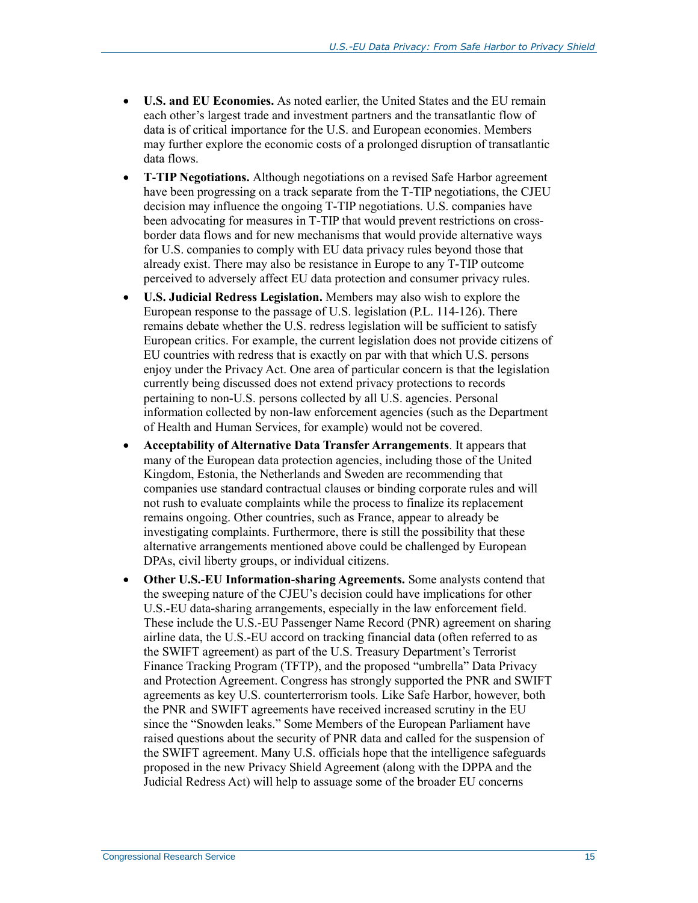- **U.S. and EU Economies.** As noted earlier, the United States and the EU remain each other's largest trade and investment partners and the transatlantic flow of data is of critical importance for the U.S. and European economies. Members may further explore the economic costs of a prolonged disruption of transatlantic data flows.
- **T-TIP Negotiations.** Although negotiations on a revised Safe Harbor agreement have been progressing on a track separate from the T-TIP negotiations, the CJEU decision may influence the ongoing T-TIP negotiations. U.S. companies have been advocating for measures in T-TIP that would prevent restrictions on cross-border data flows and for new mechanisms that would provide alternative ways for U.S. companies to comply with EU data privacy rules beyond those that already exist. There may also be resistance in Europe to any T-TIP outcome perceived to adversely affect EU data protection and consumer privacy rules.
- **U.S. Judicial Redress Legislation.** Members may also wish to explore the European response to the passage of U.S. legislation (P.L. 114-126). There remains debate whether the U.S. redress legislation will be sufficient to satisfy European critics. For example, the current legislation does not provide citizens of EU countries with redress that is exactly on par with that which U.S. persons enjoy under the Privacy Act. One area of particular concern is that the legislation currently being discussed does not extend privacy protections to records pertaining to non-U.S. persons collected by all U.S. agencies. Personal information collected by non-law enforcement agencies (such as the Department of Health and Human Services, for example) would not be covered.
- **Acceptability of Alternative Data Transfer Arrangements**. It appears that many of the European data protection agencies, including those of the United Kingdom, Estonia, the Netherlands and Sweden are recommending that companies use standard contractual clauses or binding corporate rules and will not rush to evaluate complaints while the process to finalize its replacement remains ongoing. Other countries, such as France, appear to already be investigating complaints. Furthermore, there is still the possibility that these alternative arrangements mentioned above could be challenged by European DPAs, civil liberty groups, or individual citizens.
- **Other U.S.-EU Information-sharing Agreements.** Some analysts contend that the sweeping nature of the CJEU's decision could have implications for other U.S.-EU data-sharing arrangements, especially in the law enforcement field. These include the U.S.-EU Passenger Name Record (PNR) agreement on sharing airline data, the U.S.-EU accord on tracking financial data (often referred to as the SWIFT agreement) as part of the U.S. Treasury Department's Terrorist Finance Tracking Program (TFTP), and the proposed "umbrella" Data Privacy and Protection Agreement. Congress has strongly supported the PNR and SWIFT agreements as key U.S. counterterrorism tools. Like Safe Harbor, however, both the PNR and SWIFT agreements have received increased scrutiny in the EU since the "Snowden leaks." Some Members of the European Parliament have raised questions about the security of PNR data and called for the suspension of the SWIFT agreement. Many U.S. officials hope that the intelligence safeguards proposed in the new Privacy Shield Agreement (along with the DPPA and the Judicial Redress Act) will help to assuage some of the broader EU concerns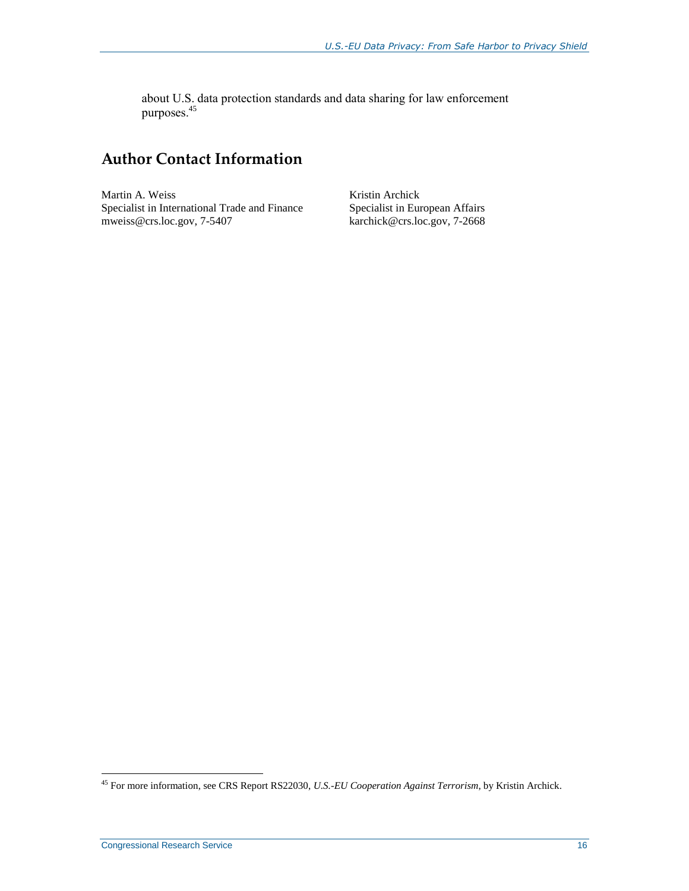about U.S. data protection standards and data sharing for law enforcement purposes.[45]

## Author Contact Information

Martin A. Weiss
Specialist in International Trade and Finance
mweiss@crs.loc.gov, 7-5407

Kristin Archick
Specialist in European Affairs
karchick@crs.loc.gov, 7-2668

---

[45] For more information, see CRS Report RS22030, *U.S.-EU Cooperation Against Terrorism*, by Kristin Archick.